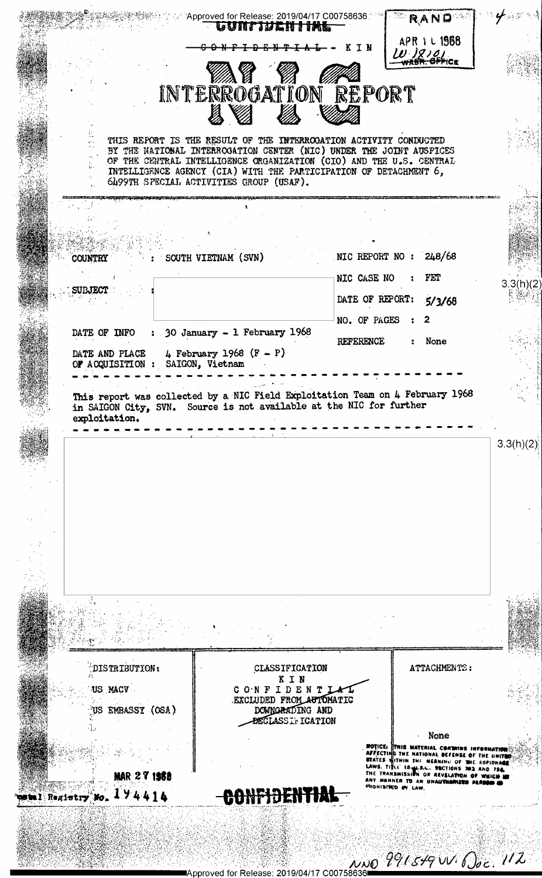Approved for Release: 2019/04/17 C00758636

CONFIDENTIAL

~~CONFIDENTIAL~~ - KIN

RAND
APR 11 1968
W. 18101
WASH. OFFICE

# NIC INTERROGATION REPORT

THIS REPORT IS THE RESULT OF THE INTERROGATION ACTIVITY CONDUCTED BY THE NATIONAL INTERROGATION CENTER (NIC) UNDER THE JOINT AUSPICES OF THE CENTRAL INTELLIGENCE ORGANIZATION (CIO) AND THE U.S. CENTRAL INTELLIGENCE AGENCY (CIA) WITH THE PARTICIPATION OF DETACHMENT 6, 6499TH SPECIAL ACTIVITIES GROUP (USAF).

| | | | |
|---|---|---|---|
| COUNTRY | : SOUTH VIETNAM (SVN) | NIC REPORT NO : | 248/68 |
| SUBJECT | : [redacted] | NIC CASE NO : | FET |
| | | DATE OF REPORT: | 5/3/68 |
| | | NO. OF PAGES : | 2 |
| DATE OF INFO | : 30 January - 1 February 1968 | REFERENCE : | None |
| DATE AND PLACE OF ACQUISITION | : 4 February 1968 (F - P) SAIGON, Vietnam | | |

3.3(h)(2)

This report was collected by a NIC Field Exploitation Team on 4 February 1968 in SAIGON City, SVN. Source is not available at the NIC for further exploitation.

[redacted] 3.3(h)(2)

| DISTRIBUTION: | CLASSIFICATION | ATTACHMENTS: |
|---|---|---|
| US MACV | KIN | None |
| US EMBASSY (OSA) | ~~CONFIDENTIAL~~ | |
| | EXCLUDED FROM AUTOMATIC DOWNGRADING AND DECLASSIFICATION | |

MAR 27 1968

Control Registry No. 194414

CONFIDENTIAL

NOTICE: THIS MATERIAL CONTAINS INFORMATION AFFECTING THE NATIONAL DEFENSE OF THE UNITED STATES WITHIN THE MEANING OF THE ESPIONAGE LAWS, TITLE 18 U.S.C. SECTIONS 793 AND 794. THE TRANSMISSION OR REVELATION OF WHICH IN ANY MANNER TO AN UNAUTHORIZED PERSON IS PROHIBITED BY LAW.

NND 991549 W. Doc. 112

Approved for Release: 2019/04/17 C00758636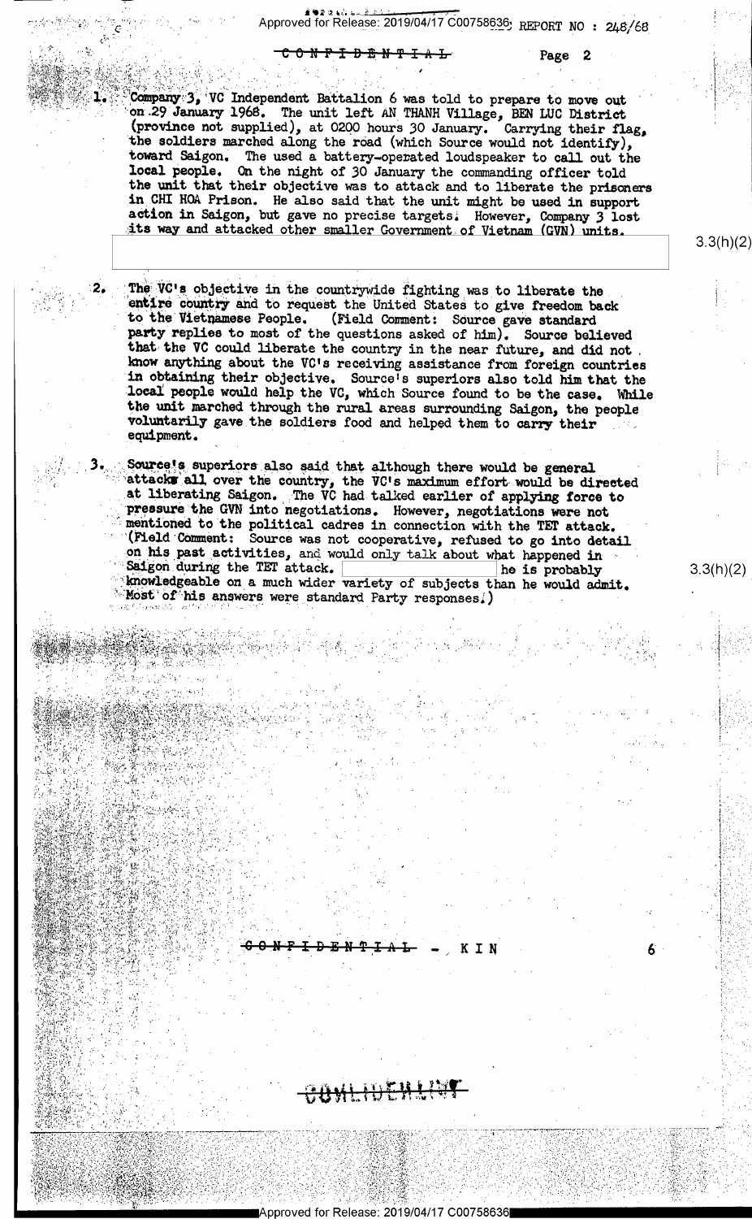1. Company 3, VC Independent Battalion 6 was told to prepare to move out on 29 January 1968. The unit left AN THANH Village, BEN LUC District (province not supplied), at 0200 hours 30 January. Carrying their flag, the soldiers marched along the road (which Source would not identify), toward Saigon. The used a battery-operated loudspeaker to call out the local people. On the night of 30 January the commanding officer told the unit that their objective was to attack and to liberate the prisoners in CHI HOA Prison. He also said that the unit might be used in support action in Saigon, but gave no precise targets. However, Company 3 lost its way and attacked other smaller Government of Vietnam (GVN) units.

3.3(h)(2)

2. The VC's objective in the countrywide fighting was to liberate the entire country and to request the United States to give freedom back to the Vietnamese People. (Field Comment: Source gave standard party replies to most of the questions asked of him). Source believed that the VC could liberate the country in the near future, and did not know anything about the VC's receiving assistance from foreign countries in obtaining their objective. Source's superiors also told him that the local people would help the VC, which Source found to be the case. While the unit marched through the rural areas surrounding Saigon, the people voluntarily gave the soldiers food and helped them to carry their equipment.

3. Source's superiors also said that although there would be general attacks all over the country, the VC's maximum effort would be directed at liberating Saigon. The VC had talked earlier of applying force to pressure the GVN into negotiations. However, negotiations were not mentioned to the political cadres in connection with the TET attack. (Field Comment: Source was not cooperative, refused to go into detail on his past activities, and would only talk about what happened in Saigon during the TET attack. [redacted] he is probably knowledgeable on a much wider variety of subjects than he would admit. Most of his answers were standard Party responses.)

3.3(h)(2)

~~CONFIDENTIAL~~ - KIN